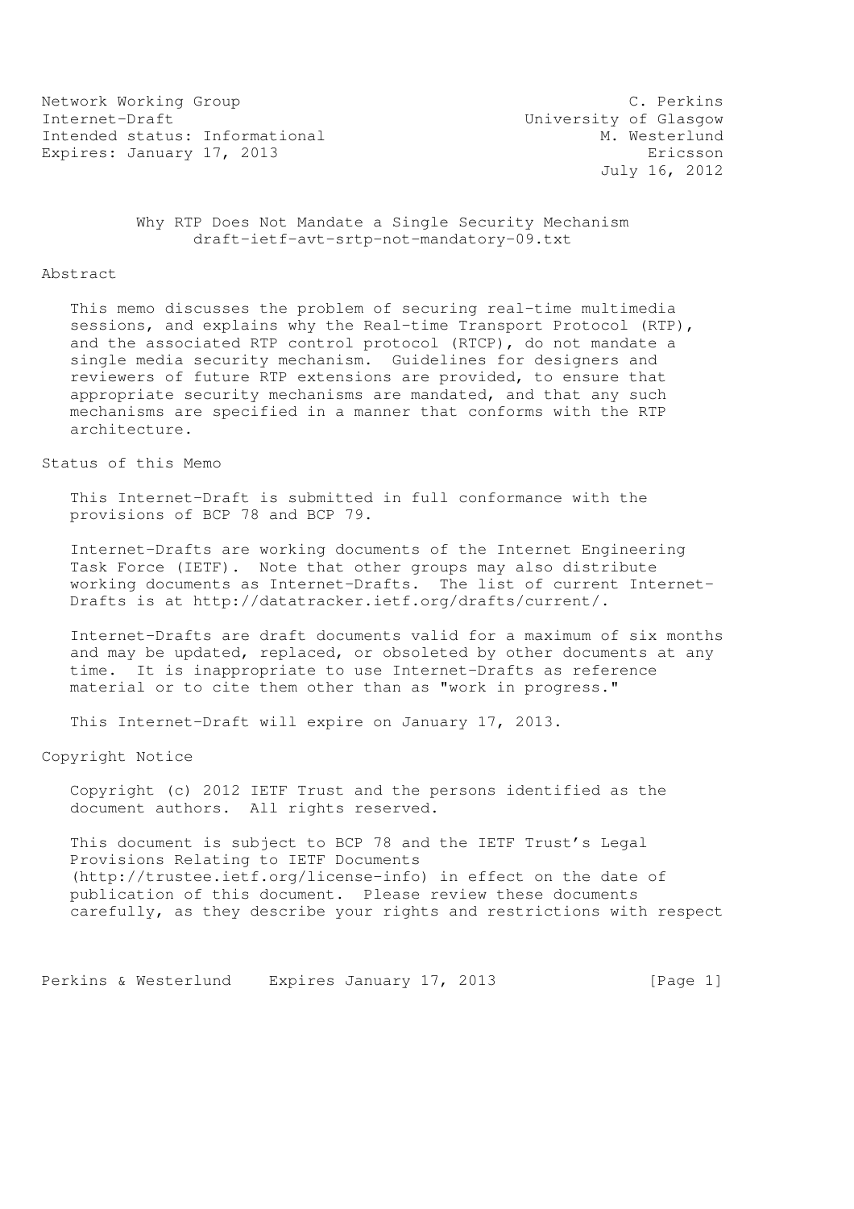Network Working Group C. Perkins
Internet-Draft University of Glasgow
Intended status: Informational M. Westerlund
Expires: January 17, 2013 Ericsson
July 16, 2012

# Why RTP Does Not Mandate a Single Security Mechanism
## draft-ietf-avt-srtp-not-mandatory-09.txt

## Abstract

This memo discusses the problem of securing real-time multimedia sessions, and explains why the Real-time Transport Protocol (RTP), and the associated RTP control protocol (RTCP), do not mandate a single media security mechanism. Guidelines for designers and reviewers of future RTP extensions are provided, to ensure that appropriate security mechanisms are mandated, and that any such mechanisms are specified in a manner that conforms with the RTP architecture.

## Status of this Memo

This Internet-Draft is submitted in full conformance with the provisions of BCP 78 and BCP 79.

Internet-Drafts are working documents of the Internet Engineering Task Force (IETF). Note that other groups may also distribute working documents as Internet-Drafts. The list of current Internet-Drafts is at http://datatracker.ietf.org/drafts/current/.

Internet-Drafts are draft documents valid for a maximum of six months and may be updated, replaced, or obsoleted by other documents at any time. It is inappropriate to use Internet-Drafts as reference material or to cite them other than as "work in progress."

This Internet-Draft will expire on January 17, 2013.

## Copyright Notice

Copyright (c) 2012 IETF Trust and the persons identified as the document authors. All rights reserved.

This document is subject to BCP 78 and the IETF Trust's Legal Provisions Relating to IETF Documents (http://trustee.ietf.org/license-info) in effect on the date of publication of this document. Please review these documents carefully, as they describe your rights and restrictions with respect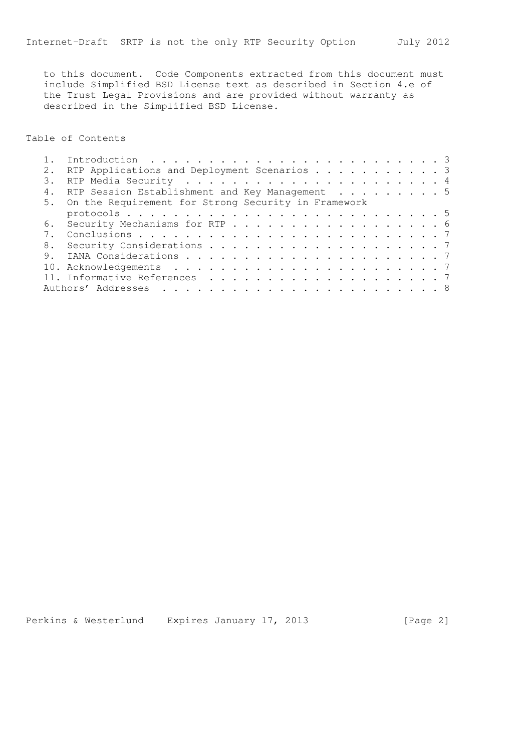to this document. Code Components extracted from this document must include Simplified BSD License text as described in Section 4.e of the Trust Legal Provisions and are provided without warranty as described in the Simplified BSD License.

## Table of Contents

```
   1.  Introduction . . . . . . . . . . . . . . . . . . . . . . . . . 3
   2.  RTP Applications and Deployment Scenarios . . . . . . . . . . . 3
   3.  RTP Media Security  . . . . . . . . . . . . . . . . . . . . . . 4
   4.  RTP Session Establishment and Key Management  . . . . . . . . . 5
   5.  On the Requirement for Strong Security in Framework
       protocols . . . . . . . . . . . . . . . . . . . . . . . . . . . 5
   6.  Security Mechanisms for RTP . . . . . . . . . . . . . . . . . . 6
   7.  Conclusions . . . . . . . . . . . . . . . . . . . . . . . . . . 7
   8.  Security Considerations . . . . . . . . . . . . . . . . . . . . 7
   9.  IANA Considerations . . . . . . . . . . . . . . . . . . . . . . 7
   10. Acknowledgements  . . . . . . . . . . . . . . . . . . . . . . . 7
   11. Informative References  . . . . . . . . . . . . . . . . . . . . 7
   Authors' Addresses  . . . . . . . . . . . . . . . . . . . . . . . . 8
```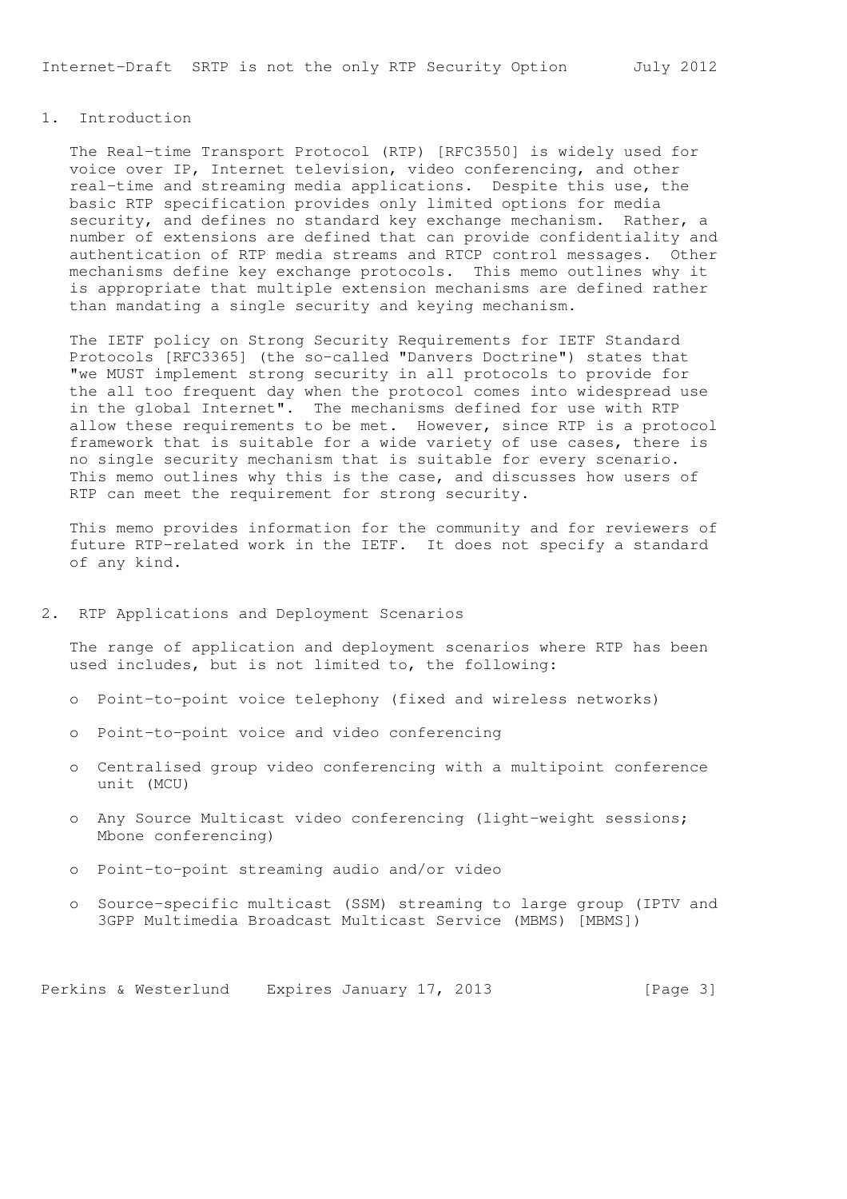## 1. Introduction

The Real-time Transport Protocol (RTP) [RFC3550] is widely used for voice over IP, Internet television, video conferencing, and other real-time and streaming media applications. Despite this use, the basic RTP specification provides only limited options for media security, and defines no standard key exchange mechanism. Rather, a number of extensions are defined that can provide confidentiality and authentication of RTP media streams and RTCP control messages. Other mechanisms define key exchange protocols. This memo outlines why it is appropriate that multiple extension mechanisms are defined rather than mandating a single security and keying mechanism.

The IETF policy on Strong Security Requirements for IETF Standard Protocols [RFC3365] (the so-called "Danvers Doctrine") states that "we MUST implement strong security in all protocols to provide for the all too frequent day when the protocol comes into widespread use in the global Internet". The mechanisms defined for use with RTP allow these requirements to be met. However, since RTP is a protocol framework that is suitable for a wide variety of use cases, there is no single security mechanism that is suitable for every scenario. This memo outlines why this is the case, and discusses how users of RTP can meet the requirement for strong security.

This memo provides information for the community and for reviewers of future RTP-related work in the IETF. It does not specify a standard of any kind.

## 2. RTP Applications and Deployment Scenarios

The range of application and deployment scenarios where RTP has been used includes, but is not limited to, the following:

- Point-to-point voice telephony (fixed and wireless networks)
- Point-to-point voice and video conferencing
- Centralised group video conferencing with a multipoint conference unit (MCU)
- Any Source Multicast video conferencing (light-weight sessions; Mbone conferencing)
- Point-to-point streaming audio and/or video
- Source-specific multicast (SSM) streaming to large group (IPTV and 3GPP Multimedia Broadcast Multicast Service (MBMS) [MBMS])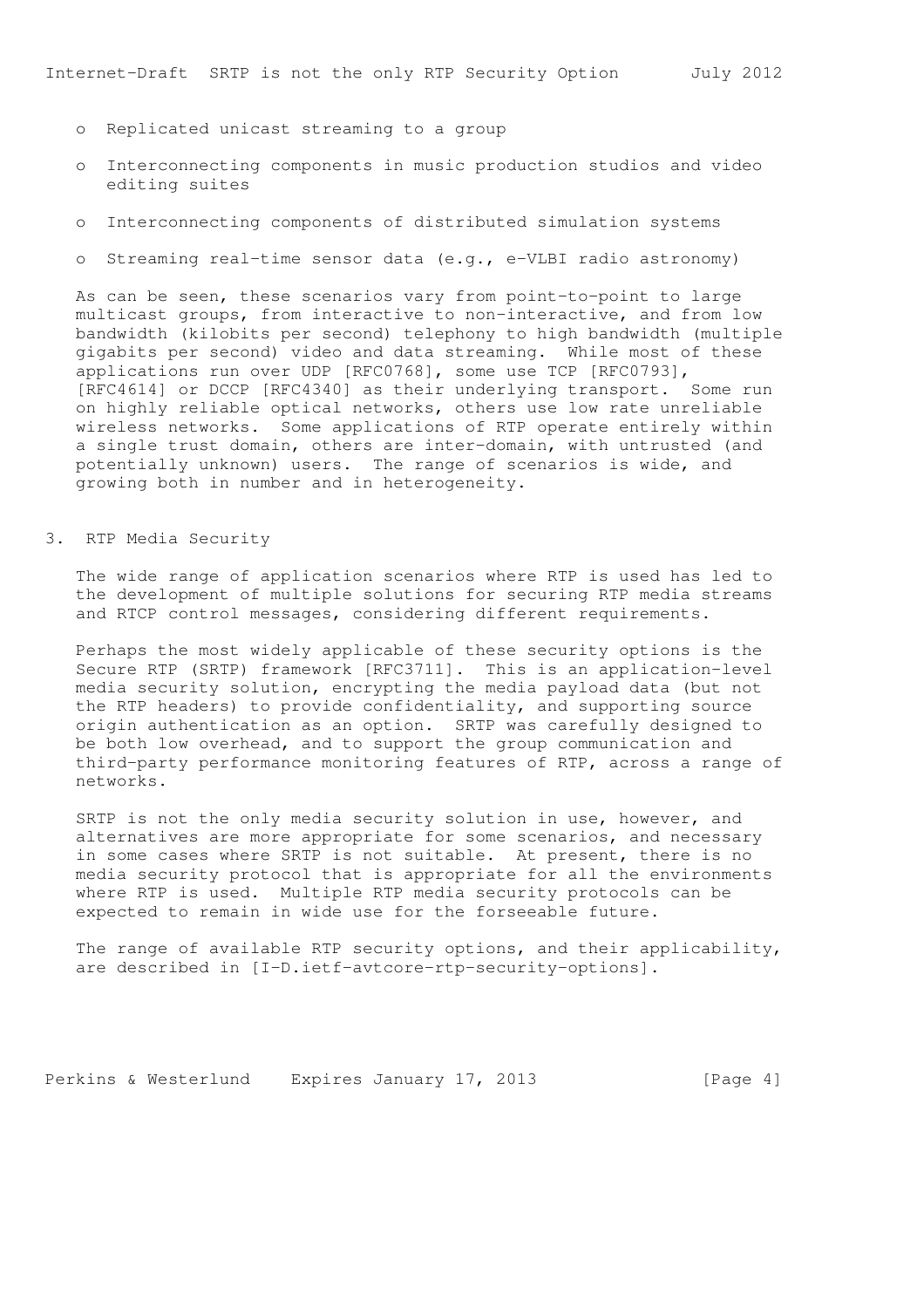- Replicated unicast streaming to a group
- Interconnecting components in music production studios and video editing suites
- Interconnecting components of distributed simulation systems
- Streaming real-time sensor data (e.g., e-VLBI radio astronomy)

As can be seen, these scenarios vary from point-to-point to large multicast groups, from interactive to non-interactive, and from low bandwidth (kilobits per second) telephony to high bandwidth (multiple gigabits per second) video and data streaming. While most of these applications run over UDP [RFC0768], some use TCP [RFC0793], [RFC4614] or DCCP [RFC4340] as their underlying transport. Some run on highly reliable optical networks, others use low rate unreliable wireless networks. Some applications of RTP operate entirely within a single trust domain, others are inter-domain, with untrusted (and potentially unknown) users. The range of scenarios is wide, and growing both in number and in heterogeneity.

## 3. RTP Media Security

The wide range of application scenarios where RTP is used has led to the development of multiple solutions for securing RTP media streams and RTCP control messages, considering different requirements.

Perhaps the most widely applicable of these security options is the Secure RTP (SRTP) framework [RFC3711]. This is an application-level media security solution, encrypting the media payload data (but not the RTP headers) to provide confidentiality, and supporting source origin authentication as an option. SRTP was carefully designed to be both low overhead, and to support the group communication and third-party performance monitoring features of RTP, across a range of networks.

SRTP is not the only media security solution in use, however, and alternatives are more appropriate for some scenarios, and necessary in some cases where SRTP is not suitable. At present, there is no media security protocol that is appropriate for all the environments where RTP is used. Multiple RTP media security protocols can be expected to remain in wide use for the forseeable future.

The range of available RTP security options, and their applicability, are described in [I-D.ietf-avtcore-rtp-security-options].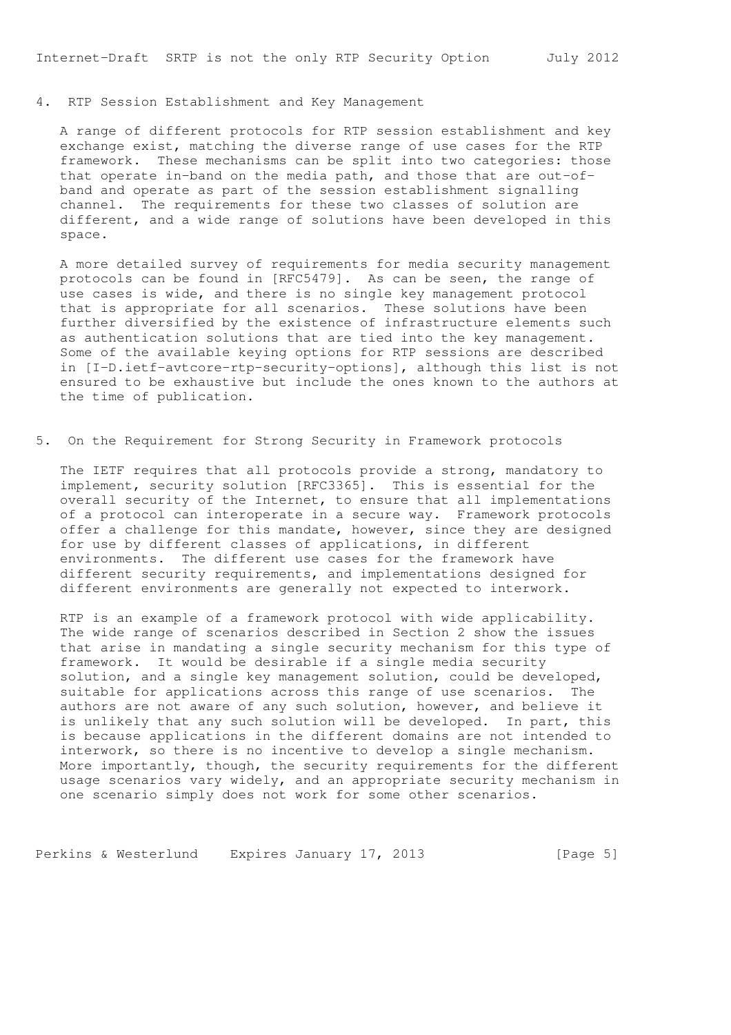## 4. RTP Session Establishment and Key Management

A range of different protocols for RTP session establishment and key exchange exist, matching the diverse range of use cases for the RTP framework. These mechanisms can be split into two categories: those that operate in-band on the media path, and those that are out-of-band and operate as part of the session establishment signalling channel. The requirements for these two classes of solution are different, and a wide range of solutions have been developed in this space.

A more detailed survey of requirements for media security management protocols can be found in [RFC5479]. As can be seen, the range of use cases is wide, and there is no single key management protocol that is appropriate for all scenarios. These solutions have been further diversified by the existence of infrastructure elements such as authentication solutions that are tied into the key management. Some of the available keying options for RTP sessions are described in [I-D.ietf-avtcore-rtp-security-options], although this list is not ensured to be exhaustive but include the ones known to the authors at the time of publication.

## 5. On the Requirement for Strong Security in Framework protocols

The IETF requires that all protocols provide a strong, mandatory to implement, security solution [RFC3365]. This is essential for the overall security of the Internet, to ensure that all implementations of a protocol can interoperate in a secure way. Framework protocols offer a challenge for this mandate, however, since they are designed for use by different classes of applications, in different environments. The different use cases for the framework have different security requirements, and implementations designed for different environments are generally not expected to interwork.

RTP is an example of a framework protocol with wide applicability. The wide range of scenarios described in Section 2 show the issues that arise in mandating a single security mechanism for this type of framework. It would be desirable if a single media security solution, and a single key management solution, could be developed, suitable for applications across this range of use scenarios. The authors are not aware of any such solution, however, and believe it is unlikely that any such solution will be developed. In part, this is because applications in the different domains are not intended to interwork, so there is no incentive to develop a single mechanism. More importantly, though, the security requirements for the different usage scenarios vary widely, and an appropriate security mechanism in one scenario simply does not work for some other scenarios.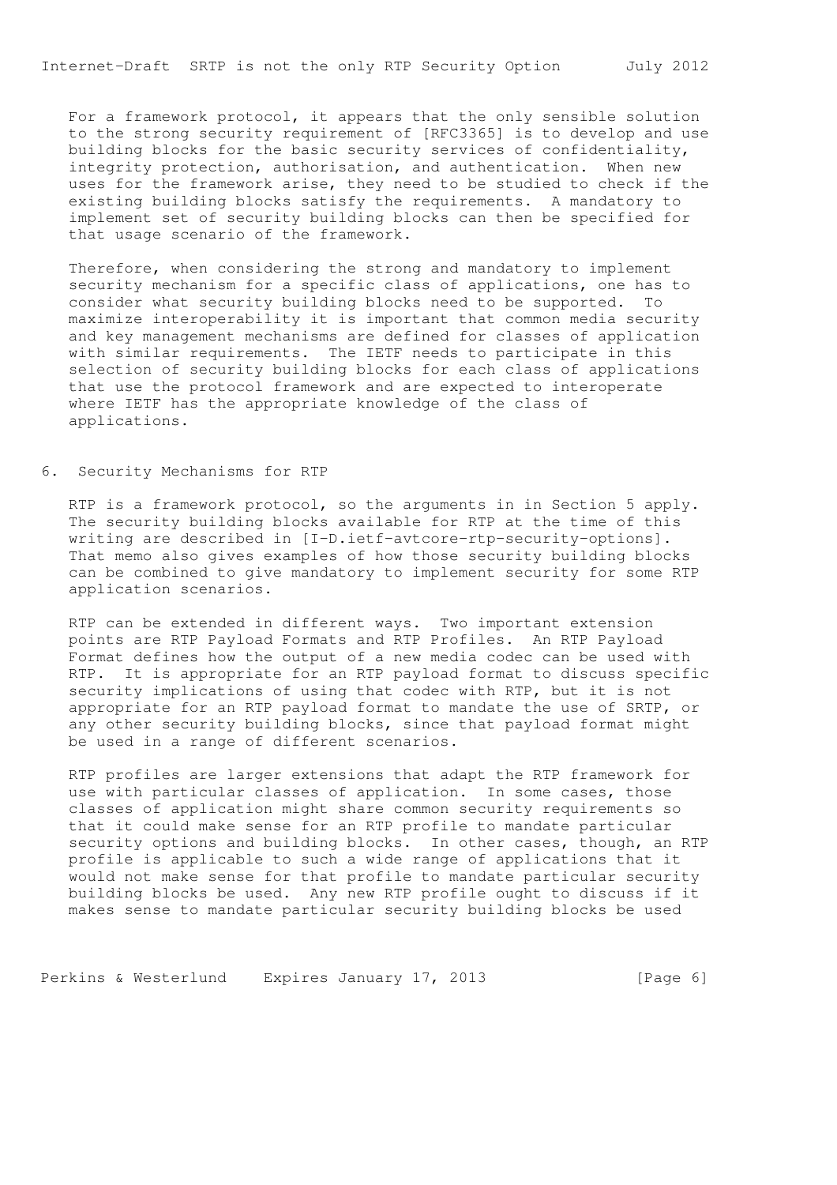For a framework protocol, it appears that the only sensible solution to the strong security requirement of [RFC3365] is to develop and use building blocks for the basic security services of confidentiality, integrity protection, authorisation, and authentication. When new uses for the framework arise, they need to be studied to check if the existing building blocks satisfy the requirements. A mandatory to implement set of security building blocks can then be specified for that usage scenario of the framework.

Therefore, when considering the strong and mandatory to implement security mechanism for a specific class of applications, one has to consider what security building blocks need to be supported. To maximize interoperability it is important that common media security and key management mechanisms are defined for classes of application with similar requirements. The IETF needs to participate in this selection of security building blocks for each class of applications that use the protocol framework and are expected to interoperate where IETF has the appropriate knowledge of the class of applications.

## 6. Security Mechanisms for RTP

RTP is a framework protocol, so the arguments in in Section 5 apply. The security building blocks available for RTP at the time of this writing are described in [I-D.ietf-avtcore-rtp-security-options]. That memo also gives examples of how those security building blocks can be combined to give mandatory to implement security for some RTP application scenarios.

RTP can be extended in different ways. Two important extension points are RTP Payload Formats and RTP Profiles. An RTP Payload Format defines how the output of a new media codec can be used with RTP. It is appropriate for an RTP payload format to discuss specific security implications of using that codec with RTP, but it is not appropriate for an RTP payload format to mandate the use of SRTP, or any other security building blocks, since that payload format might be used in a range of different scenarios.

RTP profiles are larger extensions that adapt the RTP framework for use with particular classes of application. In some cases, those classes of application might share common security requirements so that it could make sense for an RTP profile to mandate particular security options and building blocks. In other cases, though, an RTP profile is applicable to such a wide range of applications that it would not make sense for that profile to mandate particular security building blocks be used. Any new RTP profile ought to discuss if it makes sense to mandate particular security building blocks be used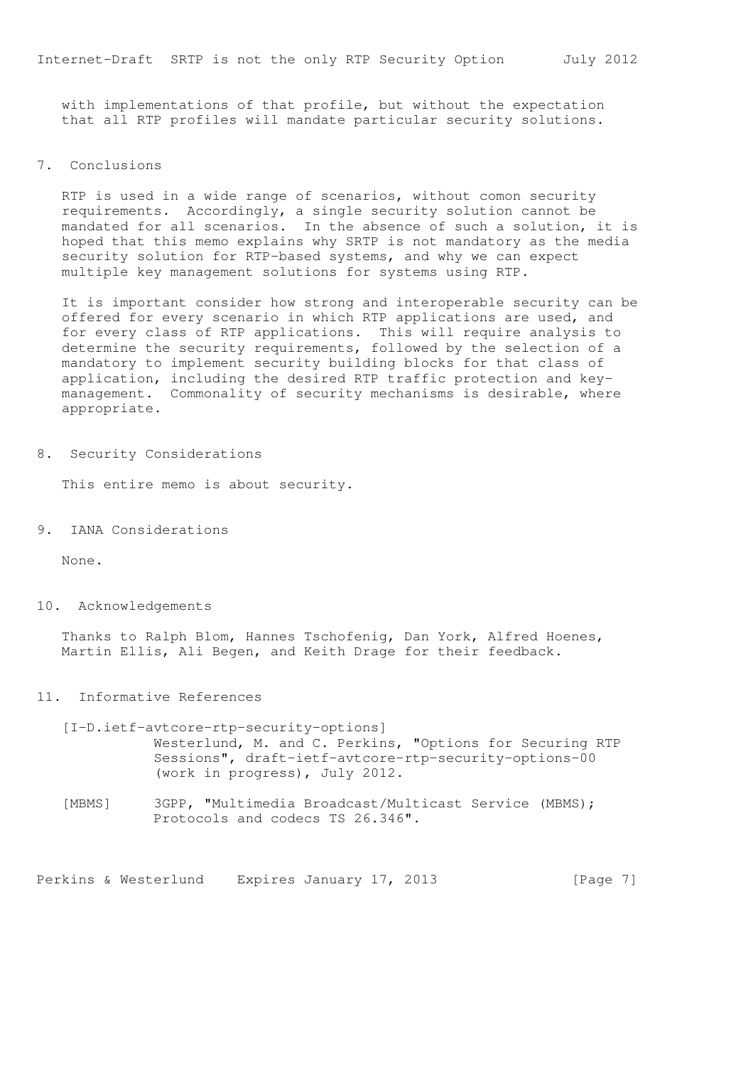with implementations of that profile, but without the expectation that all RTP profiles will mandate particular security solutions.

## 7. Conclusions

RTP is used in a wide range of scenarios, without comon security requirements. Accordingly, a single security solution cannot be mandated for all scenarios. In the absence of such a solution, it is hoped that this memo explains why SRTP is not mandatory as the media security solution for RTP-based systems, and why we can expect multiple key management solutions for systems using RTP.

It is important consider how strong and interoperable security can be offered for every scenario in which RTP applications are used, and for every class of RTP applications. This will require analysis to determine the security requirements, followed by the selection of a mandatory to implement security building blocks for that class of application, including the desired RTP traffic protection and key-management. Commonality of security mechanisms is desirable, where appropriate.

## 8. Security Considerations

This entire memo is about security.

## 9. IANA Considerations

None.

## 10. Acknowledgements

Thanks to Ralph Blom, Hannes Tschofenig, Dan York, Alfred Hoenes, Martin Ellis, Ali Begen, and Keith Drage for their feedback.

## 11. Informative References

[I-D.ietf-avtcore-rtp-security-options]
Westerlund, M. and C. Perkins, "Options for Securing RTP Sessions", draft-ietf-avtcore-rtp-security-options-00 (work in progress), July 2012.

[MBMS] 3GPP, "Multimedia Broadcast/Multicast Service (MBMS); Protocols and codecs TS 26.346".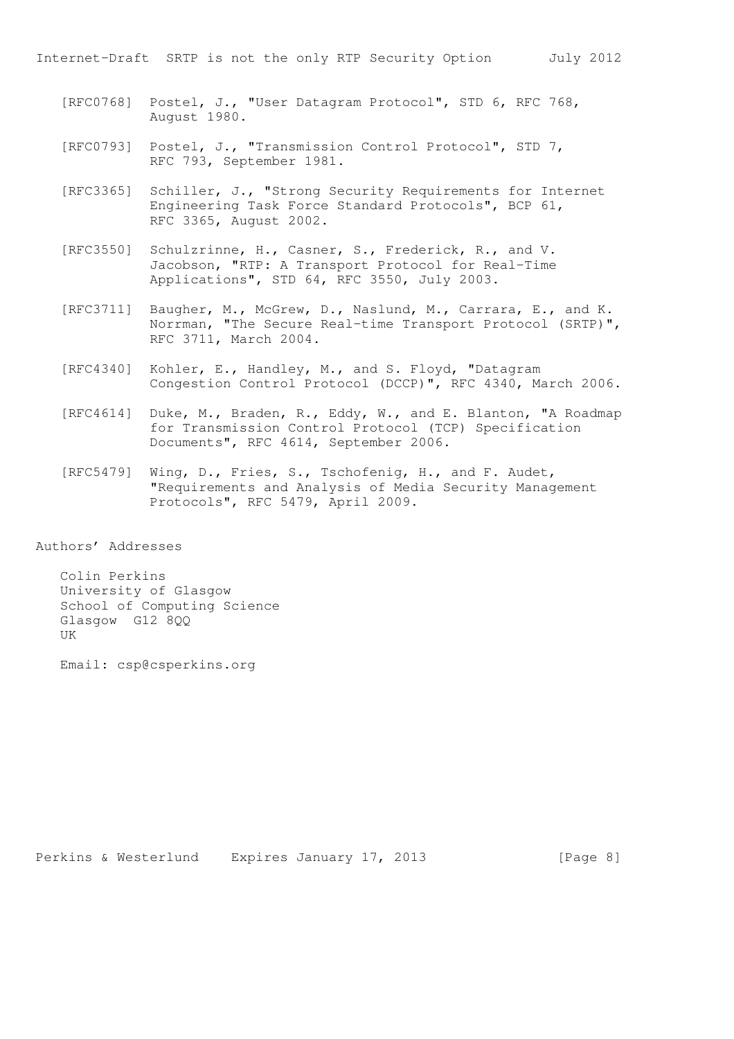[RFC0768] Postel, J., "User Datagram Protocol", STD 6, RFC 768, August 1980.

[RFC0793] Postel, J., "Transmission Control Protocol", STD 7, RFC 793, September 1981.

[RFC3365] Schiller, J., "Strong Security Requirements for Internet Engineering Task Force Standard Protocols", BCP 61, RFC 3365, August 2002.

[RFC3550] Schulzrinne, H., Casner, S., Frederick, R., and V. Jacobson, "RTP: A Transport Protocol for Real-Time Applications", STD 64, RFC 3550, July 2003.

[RFC3711] Baugher, M., McGrew, D., Naslund, M., Carrara, E., and K. Norrman, "The Secure Real-time Transport Protocol (SRTP)", RFC 3711, March 2004.

[RFC4340] Kohler, E., Handley, M., and S. Floyd, "Datagram Congestion Control Protocol (DCCP)", RFC 4340, March 2006.

[RFC4614] Duke, M., Braden, R., Eddy, W., and E. Blanton, "A Roadmap for Transmission Control Protocol (TCP) Specification Documents", RFC 4614, September 2006.

[RFC5479] Wing, D., Fries, S., Tschofenig, H., and F. Audet, "Requirements and Analysis of Media Security Management Protocols", RFC 5479, April 2009.

## Authors' Addresses

Colin Perkins
University of Glasgow
School of Computing Science
Glasgow G12 8QQ
UK

Email: csp@csperkins.org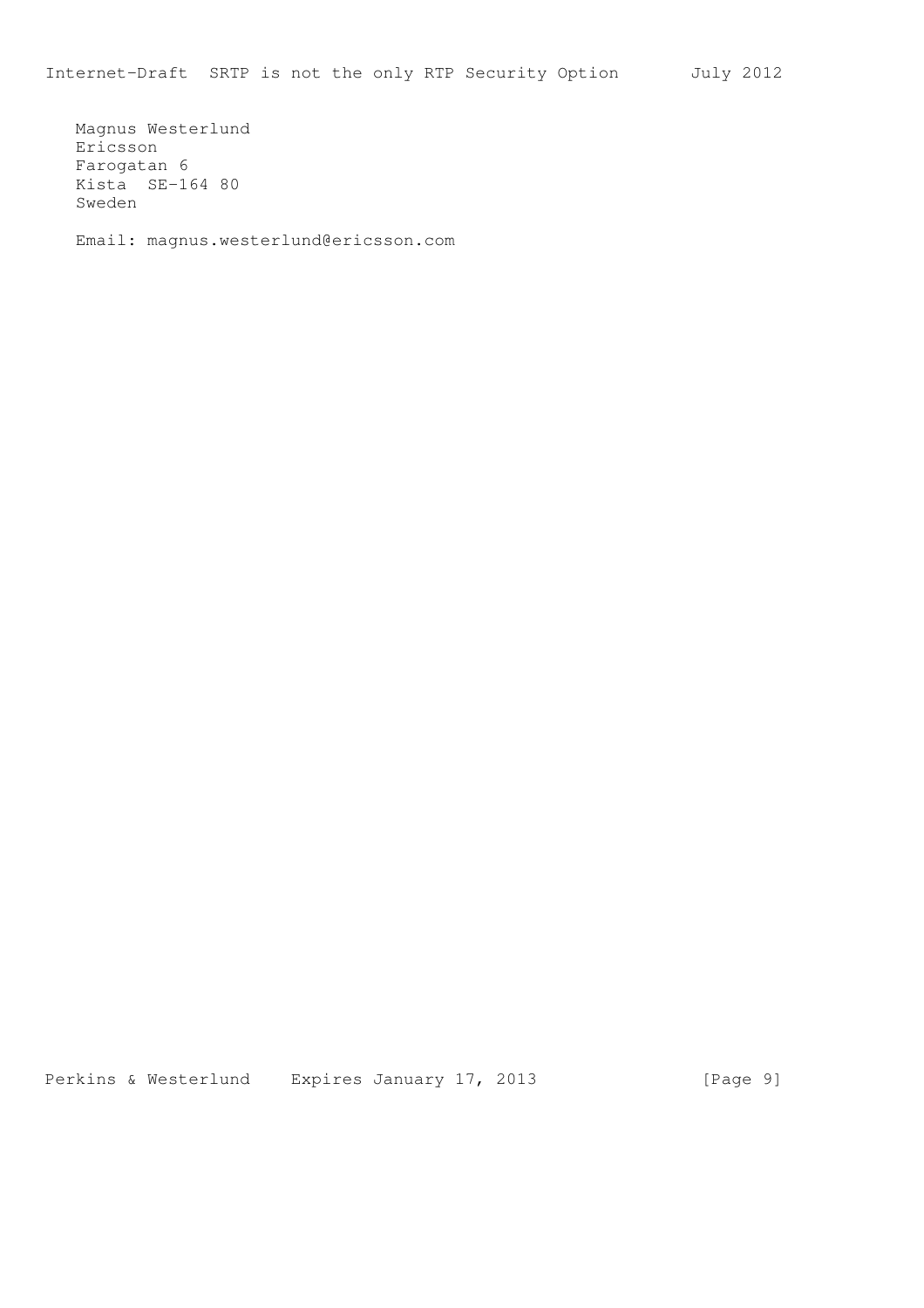Magnus Westerlund
Ericsson
Farogatan 6
Kista  SE-164 80
Sweden

Email: magnus.westerlund@ericsson.com